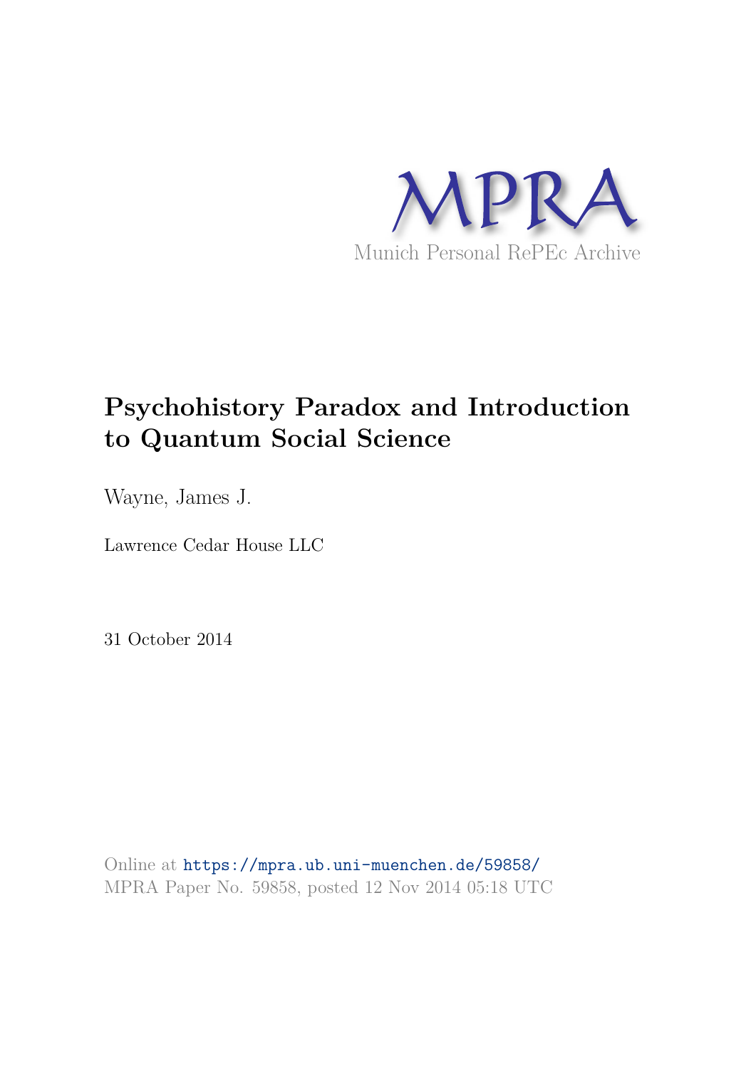MPRA

Munich Personal RePEc Archive

# Psychohistory Paradox and Introduction to Quantum Social Science

Wayne, James J.

Lawrence Cedar House LLC

31 October 2014

Online at https://mpra.ub.uni-muenchen.de/59858/
MPRA Paper No. 59858, posted 12 Nov 2014 05:18 UTC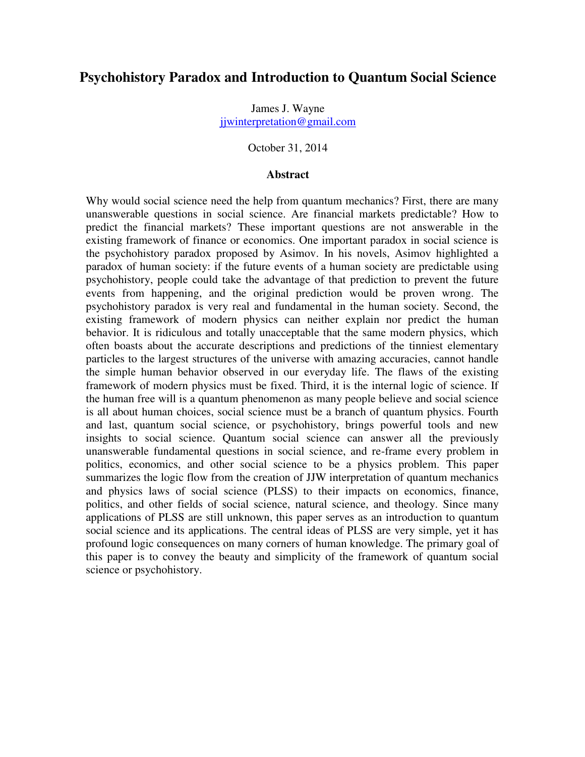# Psychohistory Paradox and Introduction to Quantum Social Science

James J. Wayne
jjwinterpretation@gmail.com

October 31, 2014

## Abstract

Why would social science need the help from quantum mechanics? First, there are many unanswerable questions in social science. Are financial markets predictable? How to predict the financial markets? These important questions are not answerable in the existing framework of finance or economics. One important paradox in social science is the psychohistory paradox proposed by Asimov. In his novels, Asimov highlighted a paradox of human society: if the future events of a human society are predictable using psychohistory, people could take the advantage of that prediction to prevent the future events from happening, and the original prediction would be proven wrong. The psychohistory paradox is very real and fundamental in the human society. Second, the existing framework of modern physics can neither explain nor predict the human behavior. It is ridiculous and totally unacceptable that the same modern physics, which often boasts about the accurate descriptions and predictions of the tinniest elementary particles to the largest structures of the universe with amazing accuracies, cannot handle the simple human behavior observed in our everyday life. The flaws of the existing framework of modern physics must be fixed. Third, it is the internal logic of science. If the human free will is a quantum phenomenon as many people believe and social science is all about human choices, social science must be a branch of quantum physics. Fourth and last, quantum social science, or psychohistory, brings powerful tools and new insights to social science. Quantum social science can answer all the previously unanswerable fundamental questions in social science, and re-frame every problem in politics, economics, and other social science to be a physics problem. This paper summarizes the logic flow from the creation of JJW interpretation of quantum mechanics and physics laws of social science (PLSS) to their impacts on economics, finance, politics, and other fields of social science, natural science, and theology. Since many applications of PLSS are still unknown, this paper serves as an introduction to quantum social science and its applications. The central ideas of PLSS are very simple, yet it has profound logic consequences on many corners of human knowledge. The primary goal of this paper is to convey the beauty and simplicity of the framework of quantum social science or psychohistory.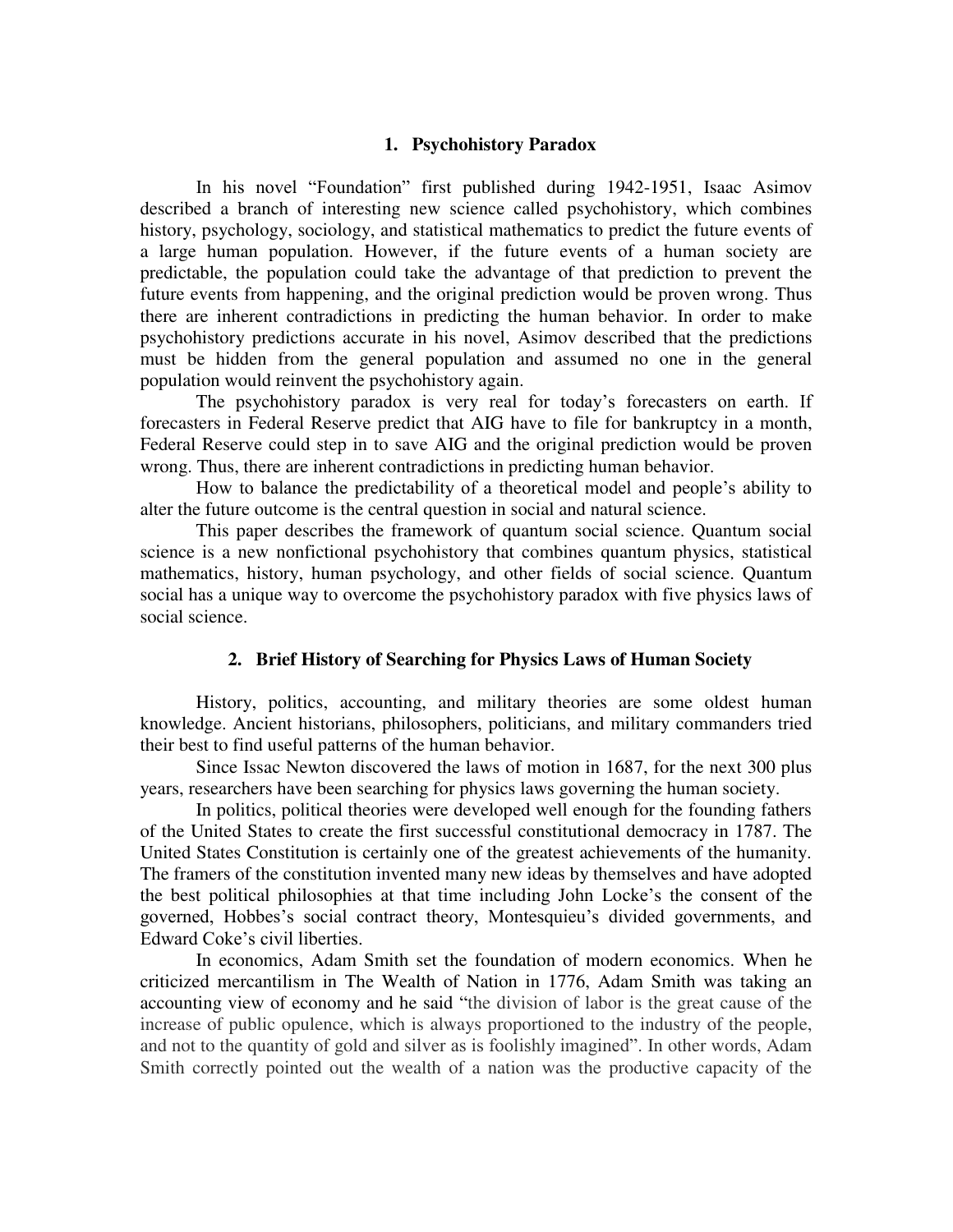## 1. Psychohistory Paradox

In his novel "Foundation" first published during 1942-1951, Isaac Asimov described a branch of interesting new science called psychohistory, which combines history, psychology, sociology, and statistical mathematics to predict the future events of a large human population. However, if the future events of a human society are predictable, the population could take the advantage of that prediction to prevent the future events from happening, and the original prediction would be proven wrong. Thus there are inherent contradictions in predicting the human behavior. In order to make psychohistory predictions accurate in his novel, Asimov described that the predictions must be hidden from the general population and assumed no one in the general population would reinvent the psychohistory again.

The psychohistory paradox is very real for today's forecasters on earth. If forecasters in Federal Reserve predict that AIG have to file for bankruptcy in a month, Federal Reserve could step in to save AIG and the original prediction would be proven wrong. Thus, there are inherent contradictions in predicting human behavior.

How to balance the predictability of a theoretical model and people's ability to alter the future outcome is the central question in social and natural science.

This paper describes the framework of quantum social science. Quantum social science is a new nonfictional psychohistory that combines quantum physics, statistical mathematics, history, human psychology, and other fields of social science. Quantum social has a unique way to overcome the psychohistory paradox with five physics laws of social science.

## 2. Brief History of Searching for Physics Laws of Human Society

History, politics, accounting, and military theories are some oldest human knowledge. Ancient historians, philosophers, politicians, and military commanders tried their best to find useful patterns of the human behavior.

Since Issac Newton discovered the laws of motion in 1687, for the next 300 plus years, researchers have been searching for physics laws governing the human society.

In politics, political theories were developed well enough for the founding fathers of the United States to create the first successful constitutional democracy in 1787. The United States Constitution is certainly one of the greatest achievements of the humanity. The framers of the constitution invented many new ideas by themselves and have adopted the best political philosophies at that time including John Locke's the consent of the governed, Hobbes's social contract theory, Montesquieu's divided governments, and Edward Coke's civil liberties.

In economics, Adam Smith set the foundation of modern economics. When he criticized mercantilism in The Wealth of Nation in 1776, Adam Smith was taking an accounting view of economy and he said "the division of labor is the great cause of the increase of public opulence, which is always proportioned to the industry of the people, and not to the quantity of gold and silver as is foolishly imagined". In other words, Adam Smith correctly pointed out the wealth of a nation was the productive capacity of the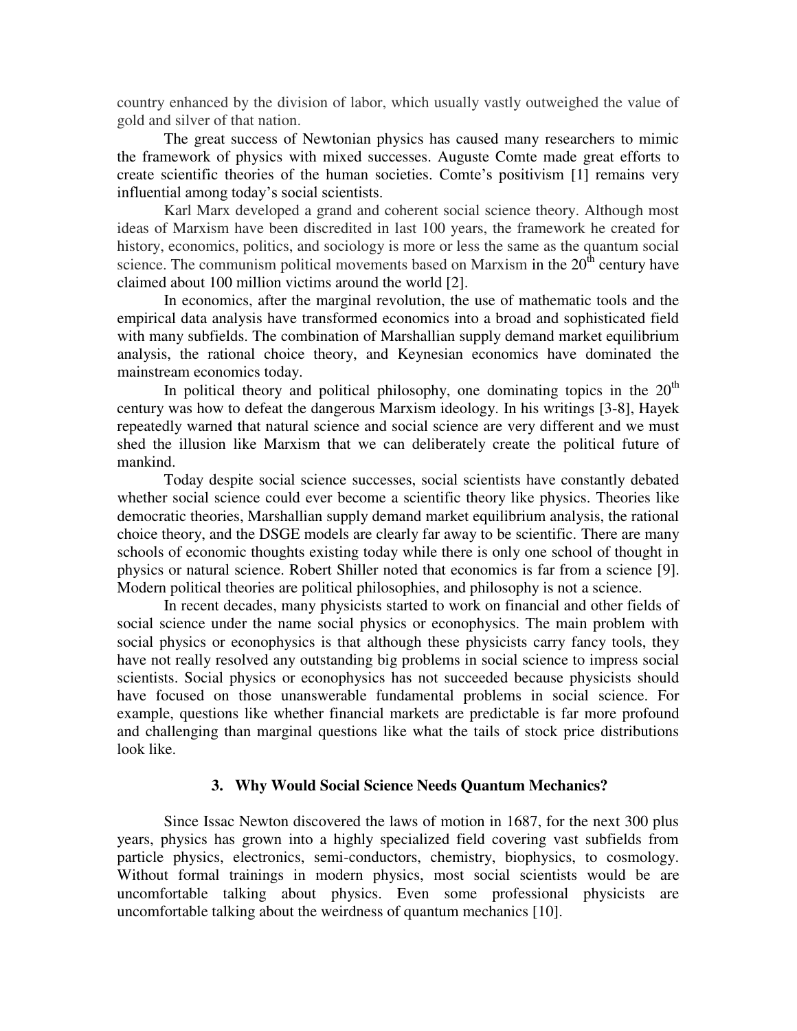country enhanced by the division of labor, which usually vastly outweighed the value of gold and silver of that nation.

The great success of Newtonian physics has caused many researchers to mimic the framework of physics with mixed successes. Auguste Comte made great efforts to create scientific theories of the human societies. Comte's positivism [1] remains very influential among today's social scientists.

Karl Marx developed a grand and coherent social science theory. Although most ideas of Marxism have been discredited in last 100 years, the framework he created for history, economics, politics, and sociology is more or less the same as the quantum social science. The communism political movements based on Marxism in the 20th century have claimed about 100 million victims around the world [2].

In economics, after the marginal revolution, the use of mathematic tools and the empirical data analysis have transformed economics into a broad and sophisticated field with many subfields. The combination of Marshallian supply demand market equilibrium analysis, the rational choice theory, and Keynesian economics have dominated the mainstream economics today.

In political theory and political philosophy, one dominating topics in the 20th century was how to defeat the dangerous Marxism ideology. In his writings [3-8], Hayek repeatedly warned that natural science and social science are very different and we must shed the illusion like Marxism that we can deliberately create the political future of mankind.

Today despite social science successes, social scientists have constantly debated whether social science could ever become a scientific theory like physics. Theories like democratic theories, Marshallian supply demand market equilibrium analysis, the rational choice theory, and the DSGE models are clearly far away to be scientific. There are many schools of economic thoughts existing today while there is only one school of thought in physics or natural science. Robert Shiller noted that economics is far from a science [9]. Modern political theories are political philosophies, and philosophy is not a science.

In recent decades, many physicists started to work on financial and other fields of social science under the name social physics or econophysics. The main problem with social physics or econophysics is that although these physicists carry fancy tools, they have not really resolved any outstanding big problems in social science to impress social scientists. Social physics or econophysics has not succeeded because physicists should have focused on those unanswerable fundamental problems in social science. For example, questions like whether financial markets are predictable is far more profound and challenging than marginal questions like what the tails of stock price distributions look like.

### 3. Why Would Social Science Needs Quantum Mechanics?

Since Issac Newton discovered the laws of motion in 1687, for the next 300 plus years, physics has grown into a highly specialized field covering vast subfields from particle physics, electronics, semi-conductors, chemistry, biophysics, to cosmology. Without formal trainings in modern physics, most social scientists would be are uncomfortable talking about physics. Even some professional physicists are uncomfortable talking about the weirdness of quantum mechanics [10].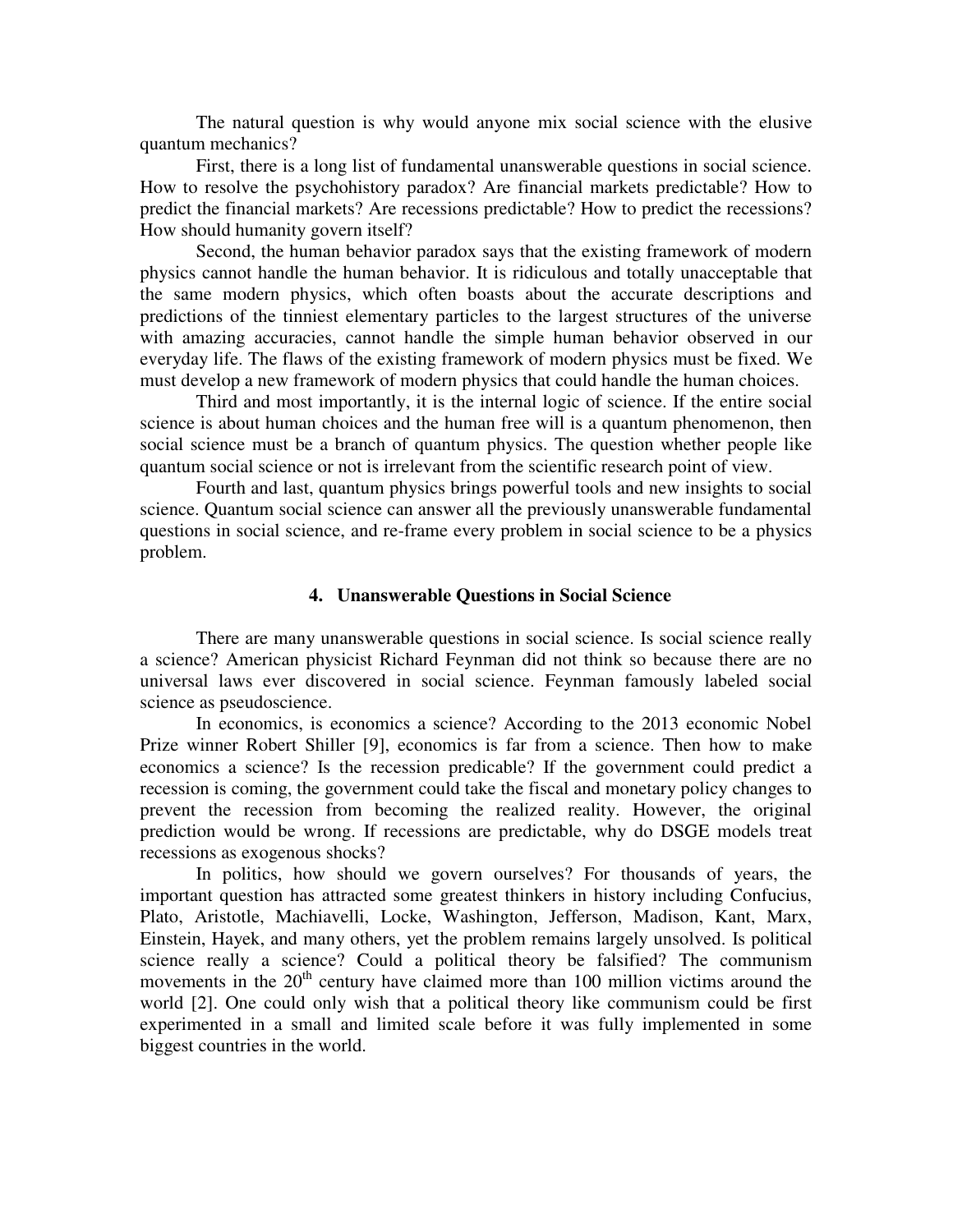The natural question is why would anyone mix social science with the elusive quantum mechanics?

First, there is a long list of fundamental unanswerable questions in social science. How to resolve the psychohistory paradox? Are financial markets predictable? How to predict the financial markets? Are recessions predictable? How to predict the recessions? How should humanity govern itself?

Second, the human behavior paradox says that the existing framework of modern physics cannot handle the human behavior. It is ridiculous and totally unacceptable that the same modern physics, which often boasts about the accurate descriptions and predictions of the tinniest elementary particles to the largest structures of the universe with amazing accuracies, cannot handle the simple human behavior observed in our everyday life. The flaws of the existing framework of modern physics must be fixed. We must develop a new framework of modern physics that could handle the human choices.

Third and most importantly, it is the internal logic of science. If the entire social science is about human choices and the human free will is a quantum phenomenon, then social science must be a branch of quantum physics. The question whether people like quantum social science or not is irrelevant from the scientific research point of view.

Fourth and last, quantum physics brings powerful tools and new insights to social science. Quantum social science can answer all the previously unanswerable fundamental questions in social science, and re-frame every problem in social science to be a physics problem.

## 4. Unanswerable Questions in Social Science

There are many unanswerable questions in social science. Is social science really a science? American physicist Richard Feynman did not think so because there are no universal laws ever discovered in social science. Feynman famously labeled social science as pseudoscience.

In economics, is economics a science? According to the 2013 economic Nobel Prize winner Robert Shiller [9], economics is far from a science. Then how to make economics a science? Is the recession predicable? If the government could predict a recession is coming, the government could take the fiscal and monetary policy changes to prevent the recession from becoming the realized reality. However, the original prediction would be wrong. If recessions are predictable, why do DSGE models treat recessions as exogenous shocks?

In politics, how should we govern ourselves? For thousands of years, the important question has attracted some greatest thinkers in history including Confucius, Plato, Aristotle, Machiavelli, Locke, Washington, Jefferson, Madison, Kant, Marx, Einstein, Hayek, and many others, yet the problem remains largely unsolved. Is political science really a science? Could a political theory be falsified? The communism movements in the 20th century have claimed more than 100 million victims around the world [2]. One could only wish that a political theory like communism could be first experimented in a small and limited scale before it was fully implemented in some biggest countries in the world.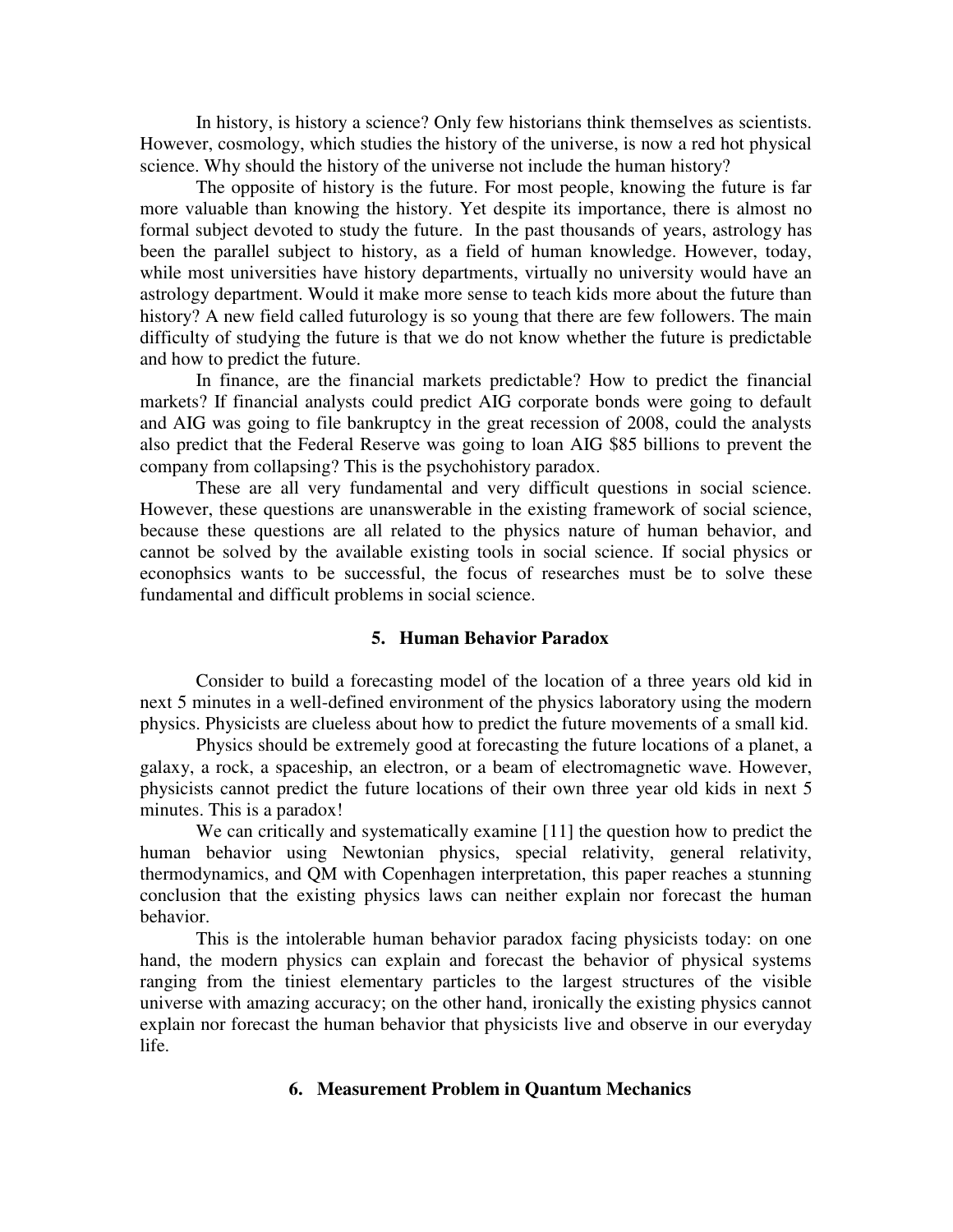In history, is history a science? Only few historians think themselves as scientists. However, cosmology, which studies the history of the universe, is now a red hot physical science. Why should the history of the universe not include the human history?

The opposite of history is the future. For most people, knowing the future is far more valuable than knowing the history. Yet despite its importance, there is almost no formal subject devoted to study the future. In the past thousands of years, astrology has been the parallel subject to history, as a field of human knowledge. However, today, while most universities have history departments, virtually no university would have an astrology department. Would it make more sense to teach kids more about the future than history? A new field called futurology is so young that there are few followers. The main difficulty of studying the future is that we do not know whether the future is predictable and how to predict the future.

In finance, are the financial markets predictable? How to predict the financial markets? If financial analysts could predict AIG corporate bonds were going to default and AIG was going to file bankruptcy in the great recession of 2008, could the analysts also predict that the Federal Reserve was going to loan AIG $85 billions to prevent the company from collapsing? This is the psychohistory paradox.

These are all very fundamental and very difficult questions in social science. However, these questions are unanswerable in the existing framework of social science, because these questions are all related to the physics nature of human behavior, and cannot be solved by the available existing tools in social science. If social physics or econophsics wants to be successful, the focus of researches must be to solve these fundamental and difficult problems in social science.

### 5. Human Behavior Paradox

Consider to build a forecasting model of the location of a three years old kid in next 5 minutes in a well-defined environment of the physics laboratory using the modern physics. Physicists are clueless about how to predict the future movements of a small kid.

Physics should be extremely good at forecasting the future locations of a planet, a galaxy, a rock, a spaceship, an electron, or a beam of electromagnetic wave. However, physicists cannot predict the future locations of their own three year old kids in next 5 minutes. This is a paradox!

We can critically and systematically examine [11] the question how to predict the human behavior using Newtonian physics, special relativity, general relativity, thermodynamics, and QM with Copenhagen interpretation, this paper reaches a stunning conclusion that the existing physics laws can neither explain nor forecast the human behavior.

This is the intolerable human behavior paradox facing physicists today: on one hand, the modern physics can explain and forecast the behavior of physical systems ranging from the tiniest elementary particles to the largest structures of the visible universe with amazing accuracy; on the other hand, ironically the existing physics cannot explain nor forecast the human behavior that physicists live and observe in our everyday life.

### 6. Measurement Problem in Quantum Mechanics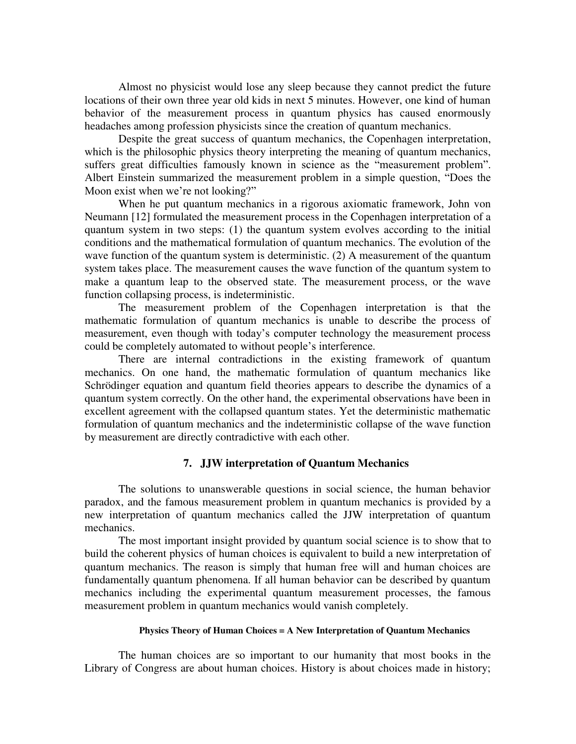Almost no physicist would lose any sleep because they cannot predict the future locations of their own three year old kids in next 5 minutes. However, one kind of human behavior of the measurement process in quantum physics has caused enormously headaches among profession physicists since the creation of quantum mechanics.

Despite the great success of quantum mechanics, the Copenhagen interpretation, which is the philosophic physics theory interpreting the meaning of quantum mechanics, suffers great difficulties famously known in science as the "measurement problem". Albert Einstein summarized the measurement problem in a simple question, "Does the Moon exist when we're not looking?"

When he put quantum mechanics in a rigorous axiomatic framework, John von Neumann [12] formulated the measurement process in the Copenhagen interpretation of a quantum system in two steps: (1) the quantum system evolves according to the initial conditions and the mathematical formulation of quantum mechanics. The evolution of the wave function of the quantum system is deterministic. (2) A measurement of the quantum system takes place. The measurement causes the wave function of the quantum system to make a quantum leap to the observed state. The measurement process, or the wave function collapsing process, is indeterministic.

The measurement problem of the Copenhagen interpretation is that the mathematic formulation of quantum mechanics is unable to describe the process of measurement, even though with today's computer technology the measurement process could be completely automated to without people's interference.

There are internal contradictions in the existing framework of quantum mechanics. On one hand, the mathematic formulation of quantum mechanics like Schrödinger equation and quantum field theories appears to describe the dynamics of a quantum system correctly. On the other hand, the experimental observations have been in excellent agreement with the collapsed quantum states. Yet the deterministic mathematic formulation of quantum mechanics and the indeterministic collapse of the wave function by measurement are directly contradictive with each other.

## 7. JJW interpretation of Quantum Mechanics

The solutions to unanswerable questions in social science, the human behavior paradox, and the famous measurement problem in quantum mechanics is provided by a new interpretation of quantum mechanics called the JJW interpretation of quantum mechanics.

The most important insight provided by quantum social science is to show that to build the coherent physics of human choices is equivalent to build a new interpretation of quantum mechanics. The reason is simply that human free will and human choices are fundamentally quantum phenomena. If all human behavior can be described by quantum mechanics including the experimental quantum measurement processes, the famous measurement problem in quantum mechanics would vanish completely.

**Physics Theory of Human Choices = A New Interpretation of Quantum Mechanics**

The human choices are so important to our humanity that most books in the Library of Congress are about human choices. History is about choices made in history;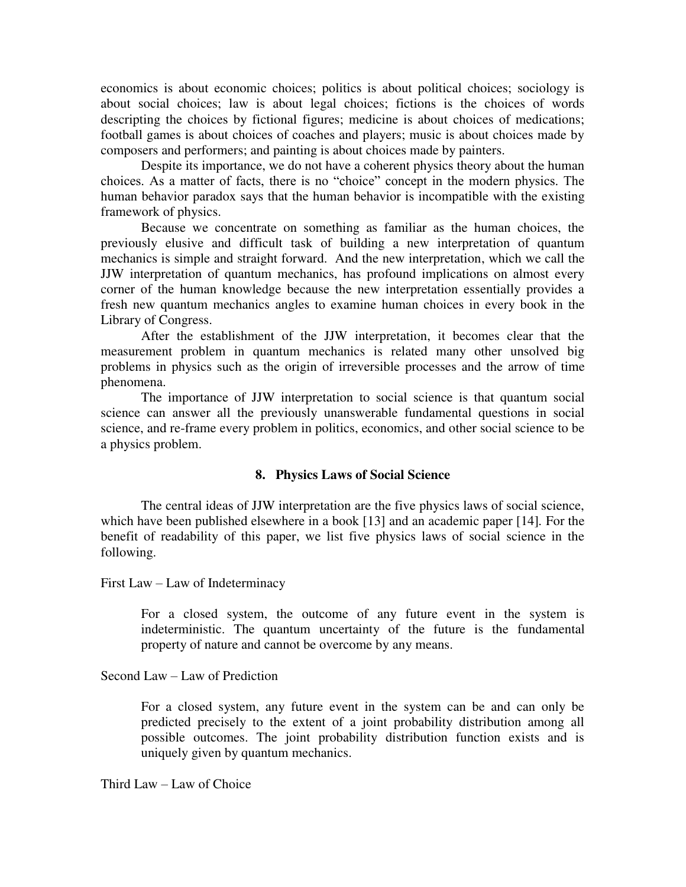economics is about economic choices; politics is about political choices; sociology is about social choices; law is about legal choices; fictions is the choices of words descripting the choices by fictional figures; medicine is about choices of medications; football games is about choices of coaches and players; music is about choices made by composers and performers; and painting is about choices made by painters.

Despite its importance, we do not have a coherent physics theory about the human choices. As a matter of facts, there is no "choice" concept in the modern physics. The human behavior paradox says that the human behavior is incompatible with the existing framework of physics.

Because we concentrate on something as familiar as the human choices, the previously elusive and difficult task of building a new interpretation of quantum mechanics is simple and straight forward. And the new interpretation, which we call the JJW interpretation of quantum mechanics, has profound implications on almost every corner of the human knowledge because the new interpretation essentially provides a fresh new quantum mechanics angles to examine human choices in every book in the Library of Congress.

After the establishment of the JJW interpretation, it becomes clear that the measurement problem in quantum mechanics is related many other unsolved big problems in physics such as the origin of irreversible processes and the arrow of time phenomena.

The importance of JJW interpretation to social science is that quantum social science can answer all the previously unanswerable fundamental questions in social science, and re-frame every problem in politics, economics, and other social science to be a physics problem.

## 8. Physics Laws of Social Science

The central ideas of JJW interpretation are the five physics laws of social science, which have been published elsewhere in a book [13] and an academic paper [14]. For the benefit of readability of this paper, we list five physics laws of social science in the following.

First Law – Law of Indeterminacy

> For a closed system, the outcome of any future event in the system is indeterministic. The quantum uncertainty of the future is the fundamental property of nature and cannot be overcome by any means.

Second Law – Law of Prediction

> For a closed system, any future event in the system can be and can only be predicted precisely to the extent of a joint probability distribution among all possible outcomes. The joint probability distribution function exists and is uniquely given by quantum mechanics.

Third Law – Law of Choice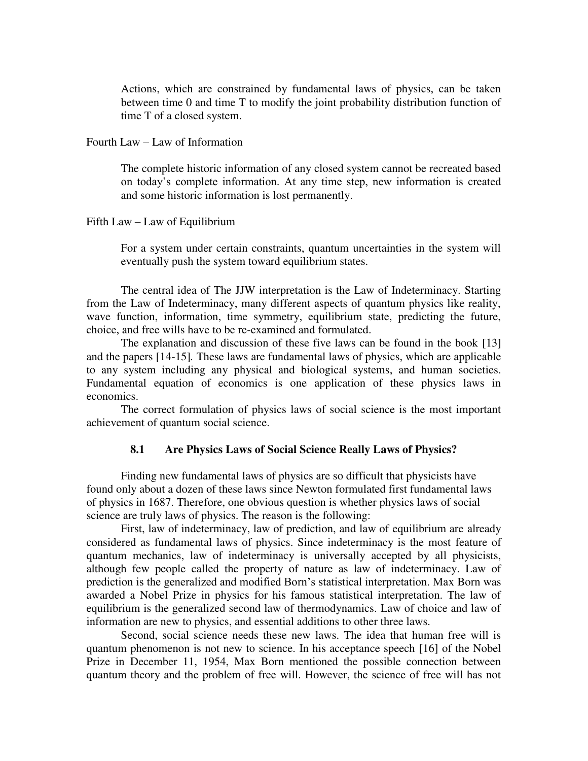> Actions, which are constrained by fundamental laws of physics, can be taken between time 0 and time T to modify the joint probability distribution function of time T of a closed system.

Fourth Law – Law of Information

> The complete historic information of any closed system cannot be recreated based on today's complete information. At any time step, new information is created and some historic information is lost permanently.

Fifth Law – Law of Equilibrium

> For a system under certain constraints, quantum uncertainties in the system will eventually push the system toward equilibrium states.

The central idea of The JJW interpretation is the Law of Indeterminacy. Starting from the Law of Indeterminacy, many different aspects of quantum physics like reality, wave function, information, time symmetry, equilibrium state, predicting the future, choice, and free wills have to be re-examined and formulated.

The explanation and discussion of these five laws can be found in the book [13] and the papers [14-15]. These laws are fundamental laws of physics, which are applicable to any system including any physical and biological systems, and human societies. Fundamental equation of economics is one application of these physics laws in economics.

The correct formulation of physics laws of social science is the most important achievement of quantum social science.

### 8.1 Are Physics Laws of Social Science Really Laws of Physics?

Finding new fundamental laws of physics are so difficult that physicists have found only about a dozen of these laws since Newton formulated first fundamental laws of physics in 1687. Therefore, one obvious question is whether physics laws of social science are truly laws of physics. The reason is the following:

First, law of indeterminacy, law of prediction, and law of equilibrium are already considered as fundamental laws of physics. Since indeterminacy is the most feature of quantum mechanics, law of indeterminacy is universally accepted by all physicists, although few people called the property of nature as law of indeterminacy. Law of prediction is the generalized and modified Born's statistical interpretation. Max Born was awarded a Nobel Prize in physics for his famous statistical interpretation. The law of equilibrium is the generalized second law of thermodynamics. Law of choice and law of information are new to physics, and essential additions to other three laws.

Second, social science needs these new laws. The idea that human free will is quantum phenomenon is not new to science. In his acceptance speech [16] of the Nobel Prize in December 11, 1954, Max Born mentioned the possible connection between quantum theory and the problem of free will. However, the science of free will has not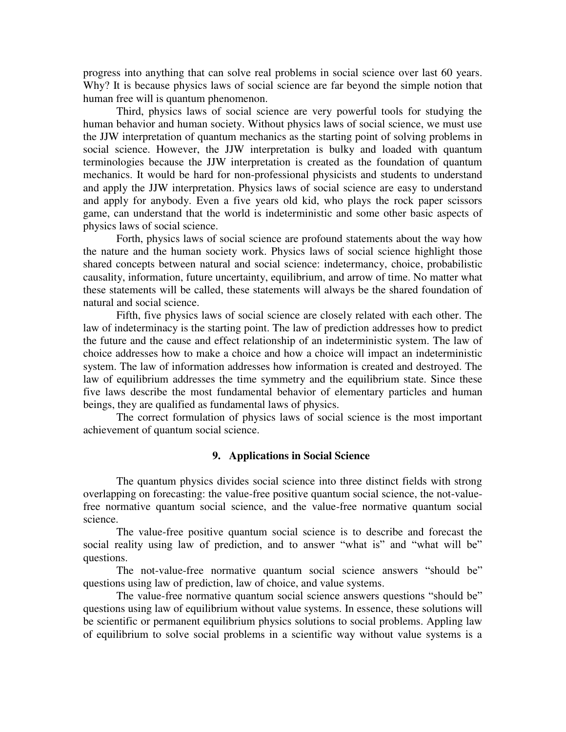progress into anything that can solve real problems in social science over last 60 years. Why? It is because physics laws of social science are far beyond the simple notion that human free will is quantum phenomenon.

Third, physics laws of social science are very powerful tools for studying the human behavior and human society. Without physics laws of social science, we must use the JJW interpretation of quantum mechanics as the starting point of solving problems in social science. However, the JJW interpretation is bulky and loaded with quantum terminologies because the JJW interpretation is created as the foundation of quantum mechanics. It would be hard for non-professional physicists and students to understand and apply the JJW interpretation. Physics laws of social science are easy to understand and apply for anybody. Even a five years old kid, who plays the rock paper scissors game, can understand that the world is indeterministic and some other basic aspects of physics laws of social science.

Forth, physics laws of social science are profound statements about the way how the nature and the human society work. Physics laws of social science highlight those shared concepts between natural and social science: indetermancy, choice, probabilistic causality, information, future uncertainty, equilibrium, and arrow of time. No matter what these statements will be called, these statements will always be the shared foundation of natural and social science.

Fifth, five physics laws of social science are closely related with each other. The law of indeterminacy is the starting point. The law of prediction addresses how to predict the future and the cause and effect relationship of an indeterministic system. The law of choice addresses how to make a choice and how a choice will impact an indeterministic system. The law of information addresses how information is created and destroyed. The law of equilibrium addresses the time symmetry and the equilibrium state. Since these five laws describe the most fundamental behavior of elementary particles and human beings, they are qualified as fundamental laws of physics.

The correct formulation of physics laws of social science is the most important achievement of quantum social science.

## 9. Applications in Social Science

The quantum physics divides social science into three distinct fields with strong overlapping on forecasting: the value-free positive quantum social science, the not-value-free normative quantum social science, and the value-free normative quantum social science.

The value-free positive quantum social science is to describe and forecast the social reality using law of prediction, and to answer "what is" and "what will be" questions.

The not-value-free normative quantum social science answers "should be" questions using law of prediction, law of choice, and value systems.

The value-free normative quantum social science answers questions "should be" questions using law of equilibrium without value systems. In essence, these solutions will be scientific or permanent equilibrium physics solutions to social problems. Appling law of equilibrium to solve social problems in a scientific way without value systems is a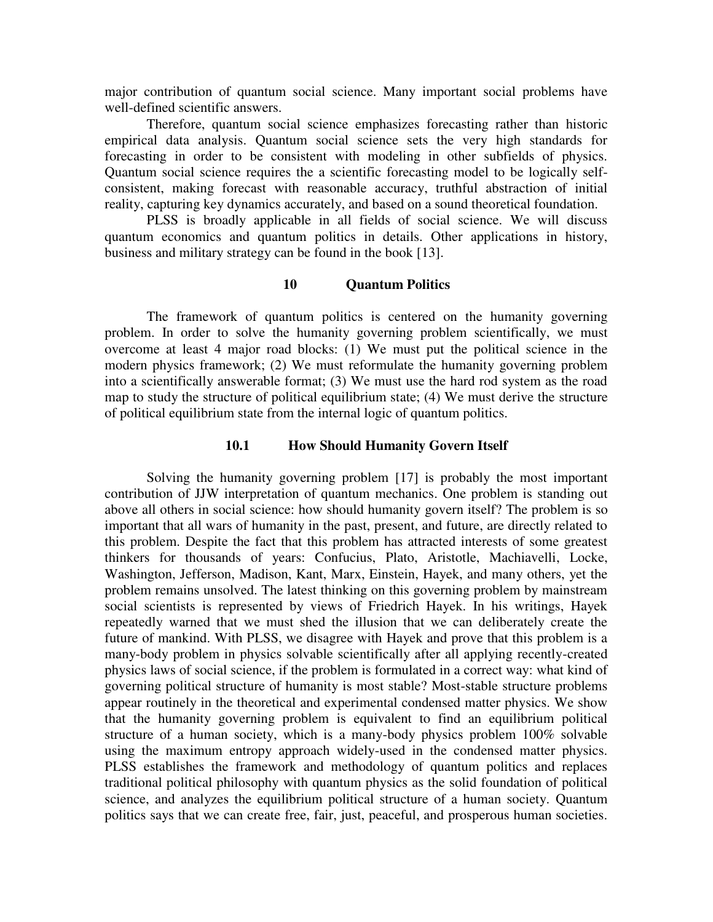major contribution of quantum social science. Many important social problems have well-defined scientific answers.

Therefore, quantum social science emphasizes forecasting rather than historic empirical data analysis. Quantum social science sets the very high standards for forecasting in order to be consistent with modeling in other subfields of physics. Quantum social science requires the a scientific forecasting model to be logically self-consistent, making forecast with reasonable accuracy, truthful abstraction of initial reality, capturing key dynamics accurately, and based on a sound theoretical foundation.

PLSS is broadly applicable in all fields of social science. We will discuss quantum economics and quantum politics in details. Other applications in history, business and military strategy can be found in the book [13].

## 10 Quantum Politics

The framework of quantum politics is centered on the humanity governing problem. In order to solve the humanity governing problem scientifically, we must overcome at least 4 major road blocks: (1) We must put the political science in the modern physics framework; (2) We must reformulate the humanity governing problem into a scientifically answerable format; (3) We must use the hard rod system as the road map to study the structure of political equilibrium state; (4) We must derive the structure of political equilibrium state from the internal logic of quantum politics.

### 10.1 How Should Humanity Govern Itself

Solving the humanity governing problem [17] is probably the most important contribution of JJW interpretation of quantum mechanics. One problem is standing out above all others in social science: how should humanity govern itself? The problem is so important that all wars of humanity in the past, present, and future, are directly related to this problem. Despite the fact that this problem has attracted interests of some greatest thinkers for thousands of years: Confucius, Plato, Aristotle, Machiavelli, Locke, Washington, Jefferson, Madison, Kant, Marx, Einstein, Hayek, and many others, yet the problem remains unsolved. The latest thinking on this governing problem by mainstream social scientists is represented by views of Friedrich Hayek. In his writings, Hayek repeatedly warned that we must shed the illusion that we can deliberately create the future of mankind. With PLSS, we disagree with Hayek and prove that this problem is a many-body problem in physics solvable scientifically after all applying recently-created physics laws of social science, if the problem is formulated in a correct way: what kind of governing political structure of humanity is most stable? Most-stable structure problems appear routinely in the theoretical and experimental condensed matter physics. We show that the humanity governing problem is equivalent to find an equilibrium political structure of a human society, which is a many-body physics problem 100% solvable using the maximum entropy approach widely-used in the condensed matter physics. PLSS establishes the framework and methodology of quantum politics and replaces traditional political philosophy with quantum physics as the solid foundation of political science, and analyzes the equilibrium political structure of a human society. Quantum politics says that we can create free, fair, just, peaceful, and prosperous human societies.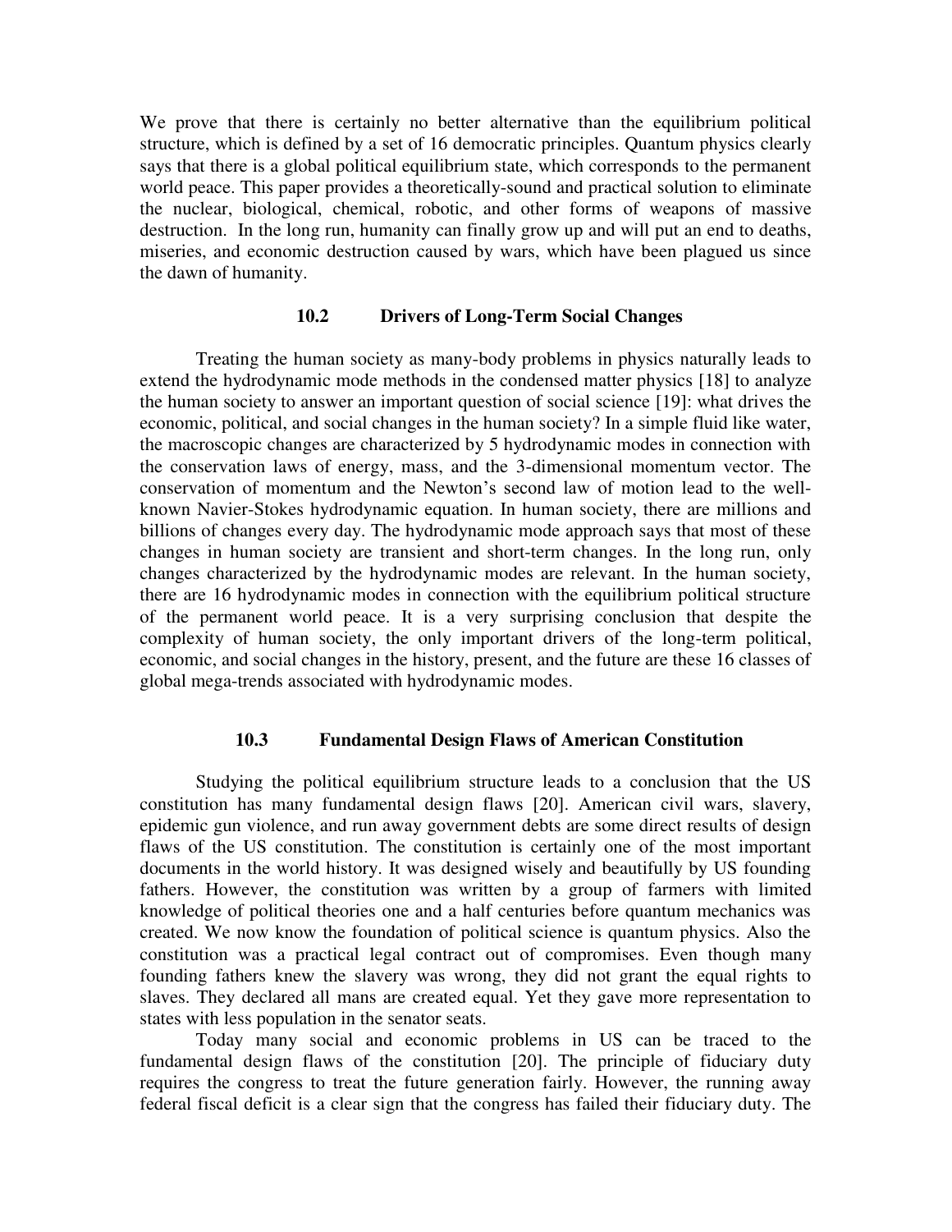We prove that there is certainly no better alternative than the equilibrium political structure, which is defined by a set of 16 democratic principles. Quantum physics clearly says that there is a global political equilibrium state, which corresponds to the permanent world peace. This paper provides a theoretically-sound and practical solution to eliminate the nuclear, biological, chemical, robotic, and other forms of weapons of massive destruction. In the long run, humanity can finally grow up and will put an end to deaths, miseries, and economic destruction caused by wars, which have been plagued us since the dawn of humanity.

### 10.2 Drivers of Long-Term Social Changes

Treating the human society as many-body problems in physics naturally leads to extend the hydrodynamic mode methods in the condensed matter physics [18] to analyze the human society to answer an important question of social science [19]: what drives the economic, political, and social changes in the human society? In a simple fluid like water, the macroscopic changes are characterized by 5 hydrodynamic modes in connection with the conservation laws of energy, mass, and the 3-dimensional momentum vector. The conservation of momentum and the Newton's second law of motion lead to the well-known Navier-Stokes hydrodynamic equation. In human society, there are millions and billions of changes every day. The hydrodynamic mode approach says that most of these changes in human society are transient and short-term changes. In the long run, only changes characterized by the hydrodynamic modes are relevant. In the human society, there are 16 hydrodynamic modes in connection with the equilibrium political structure of the permanent world peace. It is a very surprising conclusion that despite the complexity of human society, the only important drivers of the long-term political, economic, and social changes in the history, present, and the future are these 16 classes of global mega-trends associated with hydrodynamic modes.

### 10.3 Fundamental Design Flaws of American Constitution

Studying the political equilibrium structure leads to a conclusion that the US constitution has many fundamental design flaws [20]. American civil wars, slavery, epidemic gun violence, and run away government debts are some direct results of design flaws of the US constitution. The constitution is certainly one of the most important documents in the world history. It was designed wisely and beautifully by US founding fathers. However, the constitution was written by a group of farmers with limited knowledge of political theories one and a half centuries before quantum mechanics was created. We now know the foundation of political science is quantum physics. Also the constitution was a practical legal contract out of compromises. Even though many founding fathers knew the slavery was wrong, they did not grant the equal rights to slaves. They declared all mans are created equal. Yet they gave more representation to states with less population in the senator seats.

Today many social and economic problems in US can be traced to the fundamental design flaws of the constitution [20]. The principle of fiduciary duty requires the congress to treat the future generation fairly. However, the running away federal fiscal deficit is a clear sign that the congress has failed their fiduciary duty. The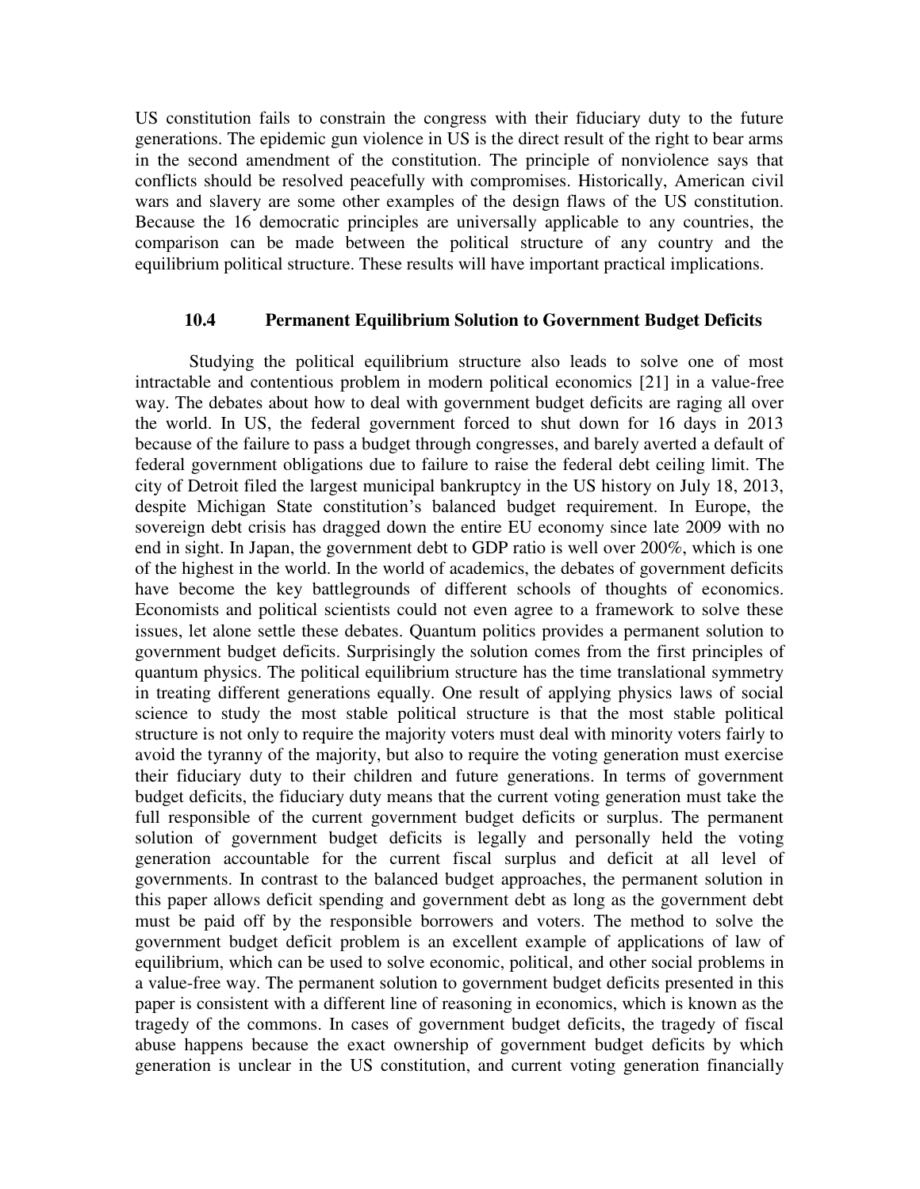US constitution fails to constrain the congress with their fiduciary duty to the future generations. The epidemic gun violence in US is the direct result of the right to bear arms in the second amendment of the constitution. The principle of nonviolence says that conflicts should be resolved peacefully with compromises. Historically, American civil wars and slavery are some other examples of the design flaws of the US constitution. Because the 16 democratic principles are universally applicable to any countries, the comparison can be made between the political structure of any country and the equilibrium political structure. These results will have important practical implications.

### 10.4 Permanent Equilibrium Solution to Government Budget Deficits

Studying the political equilibrium structure also leads to solve one of most intractable and contentious problem in modern political economics [21] in a value-free way. The debates about how to deal with government budget deficits are raging all over the world. In US, the federal government forced to shut down for 16 days in 2013 because of the failure to pass a budget through congresses, and barely averted a default of federal government obligations due to failure to raise the federal debt ceiling limit. The city of Detroit filed the largest municipal bankruptcy in the US history on July 18, 2013, despite Michigan State constitution's balanced budget requirement. In Europe, the sovereign debt crisis has dragged down the entire EU economy since late 2009 with no end in sight. In Japan, the government debt to GDP ratio is well over 200%, which is one of the highest in the world. In the world of academics, the debates of government deficits have become the key battlegrounds of different schools of thoughts of economics. Economists and political scientists could not even agree to a framework to solve these issues, let alone settle these debates. Quantum politics provides a permanent solution to government budget deficits. Surprisingly the solution comes from the first principles of quantum physics. The political equilibrium structure has the time translational symmetry in treating different generations equally. One result of applying physics laws of social science to study the most stable political structure is that the most stable political structure is not only to require the majority voters must deal with minority voters fairly to avoid the tyranny of the majority, but also to require the voting generation must exercise their fiduciary duty to their children and future generations. In terms of government budget deficits, the fiduciary duty means that the current voting generation must take the full responsible of the current government budget deficits or surplus. The permanent solution of government budget deficits is legally and personally held the voting generation accountable for the current fiscal surplus and deficit at all level of governments. In contrast to the balanced budget approaches, the permanent solution in this paper allows deficit spending and government debt as long as the government debt must be paid off by the responsible borrowers and voters. The method to solve the government budget deficit problem is an excellent example of applications of law of equilibrium, which can be used to solve economic, political, and other social problems in a value-free way. The permanent solution to government budget deficits presented in this paper is consistent with a different line of reasoning in economics, which is known as the tragedy of the commons. In cases of government budget deficits, the tragedy of fiscal abuse happens because the exact ownership of government budget deficits by which generation is unclear in the US constitution, and current voting generation financially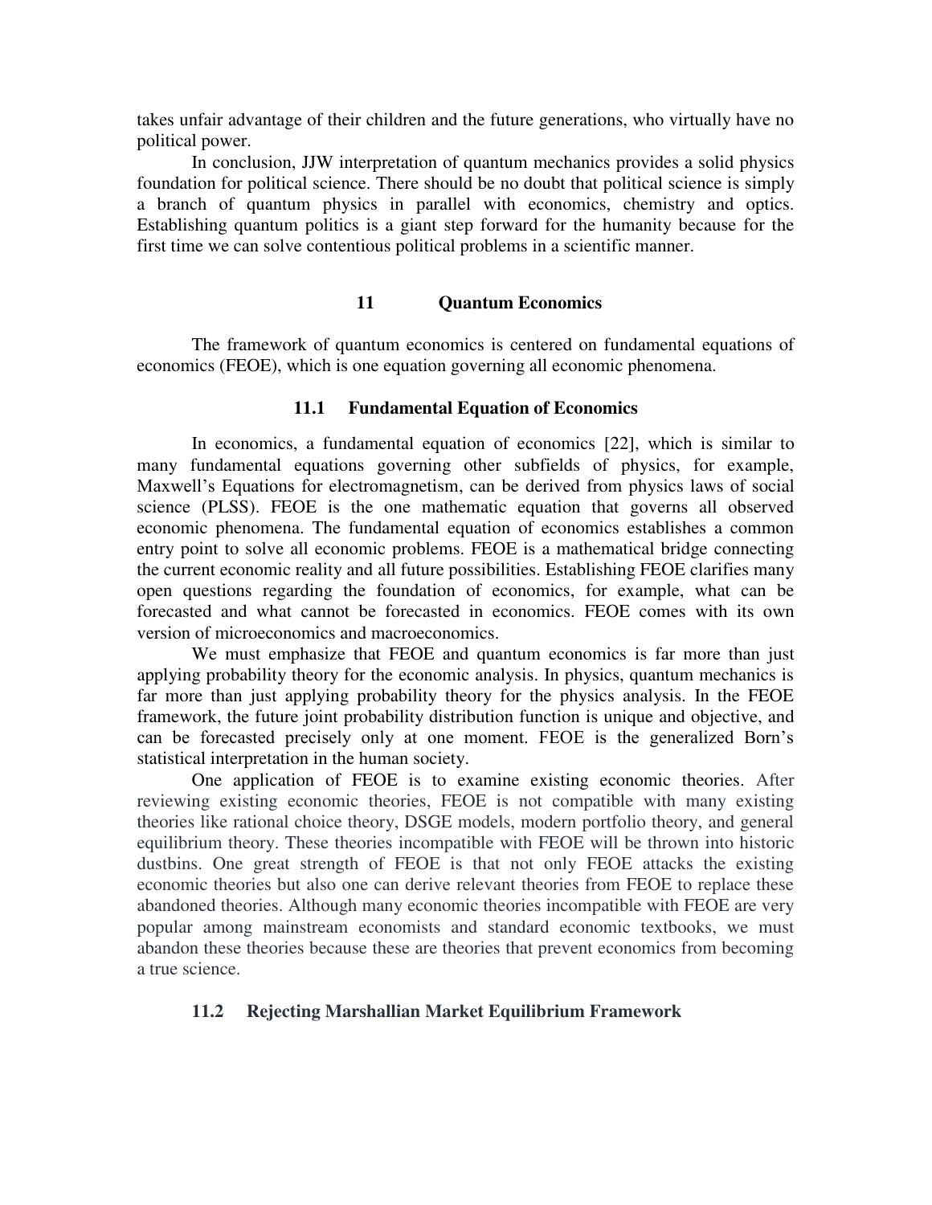takes unfair advantage of their children and the future generations, who virtually have no political power.

In conclusion, JJW interpretation of quantum mechanics provides a solid physics foundation for political science. There should be no doubt that political science is simply a branch of quantum physics in parallel with economics, chemistry and optics. Establishing quantum politics is a giant step forward for the humanity because for the first time we can solve contentious political problems in a scientific manner.

## 11 Quantum Economics

The framework of quantum economics is centered on fundamental equations of economics (FEOE), which is one equation governing all economic phenomena.

### 11.1 Fundamental Equation of Economics

In economics, a fundamental equation of economics [22], which is similar to many fundamental equations governing other subfields of physics, for example, Maxwell's Equations for electromagnetism, can be derived from physics laws of social science (PLSS). FEOE is the one mathematic equation that governs all observed economic phenomena. The fundamental equation of economics establishes a common entry point to solve all economic problems. FEOE is a mathematical bridge connecting the current economic reality and all future possibilities. Establishing FEOE clarifies many open questions regarding the foundation of economics, for example, what can be forecasted and what cannot be forecasted in economics. FEOE comes with its own version of microeconomics and macroeconomics.

We must emphasize that FEOE and quantum economics is far more than just applying probability theory for the economic analysis. In physics, quantum mechanics is far more than just applying probability theory for the physics analysis. In the FEOE framework, the future joint probability distribution function is unique and objective, and can be forecasted precisely only at one moment. FEOE is the generalized Born's statistical interpretation in the human society.

One application of FEOE is to examine existing economic theories. After reviewing existing economic theories, FEOE is not compatible with many existing theories like rational choice theory, DSGE models, modern portfolio theory, and general equilibrium theory. These theories incompatible with FEOE will be thrown into historic dustbins. One great strength of FEOE is that not only FEOE attacks the existing economic theories but also one can derive relevant theories from FEOE to replace these abandoned theories. Although many economic theories incompatible with FEOE are very popular among mainstream economists and standard economic textbooks, we must abandon these theories because these are theories that prevent economics from becoming a true science.

### 11.2 Rejecting Marshallian Market Equilibrium Framework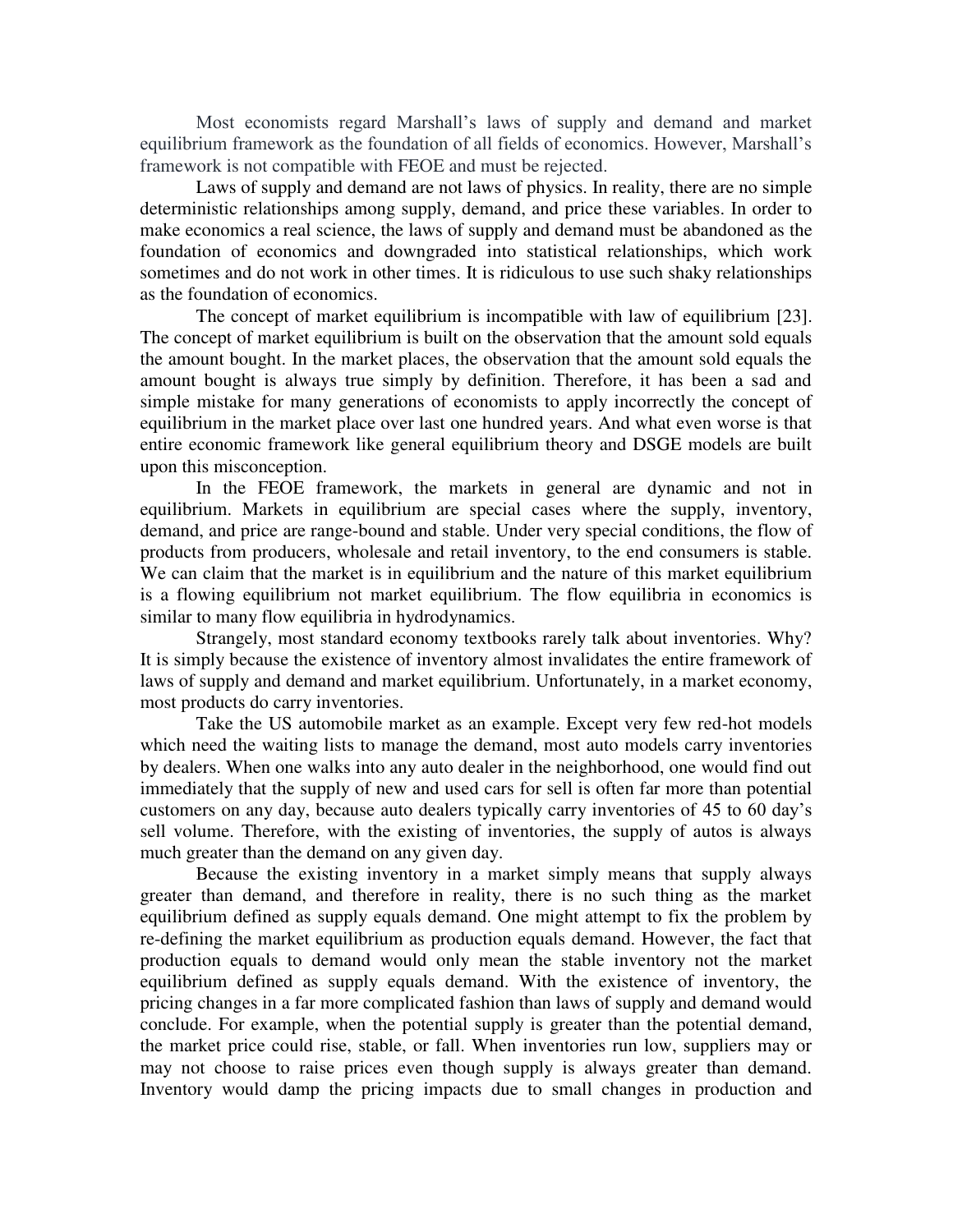Most economists regard Marshall's laws of supply and demand and market equilibrium framework as the foundation of all fields of economics. However, Marshall's framework is not compatible with FEOE and must be rejected.

Laws of supply and demand are not laws of physics. In reality, there are no simple deterministic relationships among supply, demand, and price these variables. In order to make economics a real science, the laws of supply and demand must be abandoned as the foundation of economics and downgraded into statistical relationships, which work sometimes and do not work in other times. It is ridiculous to use such shaky relationships as the foundation of economics.

The concept of market equilibrium is incompatible with law of equilibrium [23]. The concept of market equilibrium is built on the observation that the amount sold equals the amount bought. In the market places, the observation that the amount sold equals the amount bought is always true simply by definition. Therefore, it has been a sad and simple mistake for many generations of economists to apply incorrectly the concept of equilibrium in the market place over last one hundred years. And what even worse is that entire economic framework like general equilibrium theory and DSGE models are built upon this misconception.

In the FEOE framework, the markets in general are dynamic and not in equilibrium. Markets in equilibrium are special cases where the supply, inventory, demand, and price are range-bound and stable. Under very special conditions, the flow of products from producers, wholesale and retail inventory, to the end consumers is stable. We can claim that the market is in equilibrium and the nature of this market equilibrium is a flowing equilibrium not market equilibrium. The flow equilibria in economics is similar to many flow equilibria in hydrodynamics.

Strangely, most standard economy textbooks rarely talk about inventories. Why? It is simply because the existence of inventory almost invalidates the entire framework of laws of supply and demand and market equilibrium. Unfortunately, in a market economy, most products do carry inventories.

Take the US automobile market as an example. Except very few red-hot models which need the waiting lists to manage the demand, most auto models carry inventories by dealers. When one walks into any auto dealer in the neighborhood, one would find out immediately that the supply of new and used cars for sell is often far more than potential customers on any day, because auto dealers typically carry inventories of 45 to 60 day's sell volume. Therefore, with the existing of inventories, the supply of autos is always much greater than the demand on any given day.

Because the existing inventory in a market simply means that supply always greater than demand, and therefore in reality, there is no such thing as the market equilibrium defined as supply equals demand. One might attempt to fix the problem by re-defining the market equilibrium as production equals demand. However, the fact that production equals to demand would only mean the stable inventory not the market equilibrium defined as supply equals demand. With the existence of inventory, the pricing changes in a far more complicated fashion than laws of supply and demand would conclude. For example, when the potential supply is greater than the potential demand, the market price could rise, stable, or fall. When inventories run low, suppliers may or may not choose to raise prices even though supply is always greater than demand. Inventory would damp the pricing impacts due to small changes in production and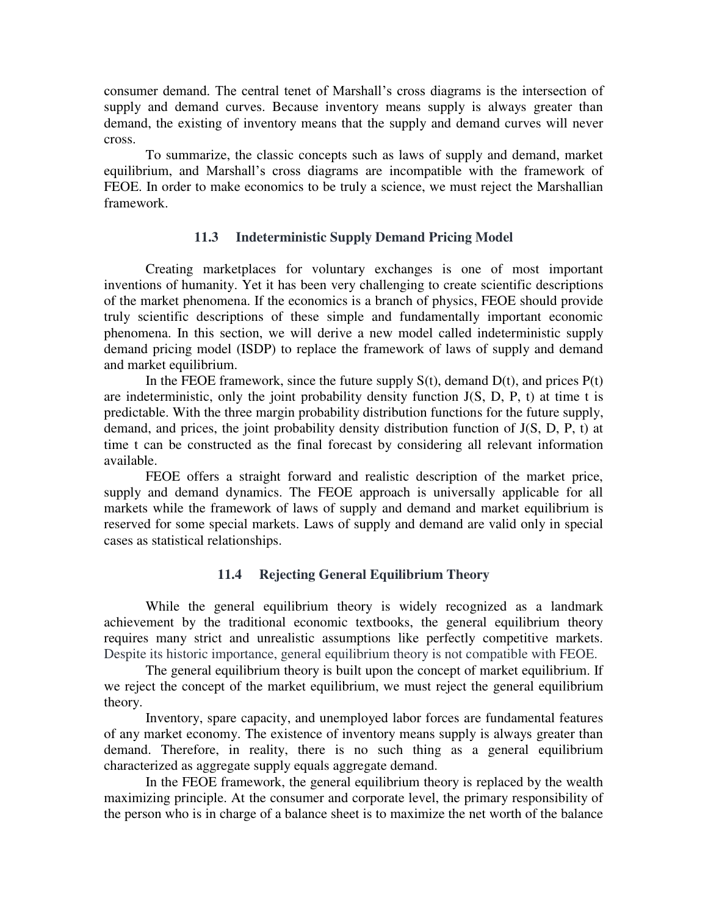consumer demand. The central tenet of Marshall's cross diagrams is the intersection of supply and demand curves. Because inventory means supply is always greater than demand, the existing of inventory means that the supply and demand curves will never cross.

To summarize, the classic concepts such as laws of supply and demand, market equilibrium, and Marshall's cross diagrams are incompatible with the framework of FEOE. In order to make economics to be truly a science, we must reject the Marshallian framework.

### 11.3 Indeterministic Supply Demand Pricing Model

Creating marketplaces for voluntary exchanges is one of most important inventions of humanity. Yet it has been very challenging to create scientific descriptions of the market phenomena. If the economics is a branch of physics, FEOE should provide truly scientific descriptions of these simple and fundamentally important economic phenomena. In this section, we will derive a new model called indeterministic supply demand pricing model (ISDP) to replace the framework of laws of supply and demand and market equilibrium.

In the FEOE framework, since the future supply $S(t)$, demand $D(t)$, and prices $P(t)$ are indeterministic, only the joint probability density function $J(S, D, P, t)$ at time t is predictable. With the three margin probability distribution functions for the future supply, demand, and prices, the joint probability density distribution function of $J(S, D, P, t)$ at time t can be constructed as the final forecast by considering all relevant information available.

FEOE offers a straight forward and realistic description of the market price, supply and demand dynamics. The FEOE approach is universally applicable for all markets while the framework of laws of supply and demand and market equilibrium is reserved for some special markets. Laws of supply and demand are valid only in special cases as statistical relationships.

### 11.4 Rejecting General Equilibrium Theory

While the general equilibrium theory is widely recognized as a landmark achievement by the traditional economic textbooks, the general equilibrium theory requires many strict and unrealistic assumptions like perfectly competitive markets. Despite its historic importance, general equilibrium theory is not compatible with FEOE.

The general equilibrium theory is built upon the concept of market equilibrium. If we reject the concept of the market equilibrium, we must reject the general equilibrium theory.

Inventory, spare capacity, and unemployed labor forces are fundamental features of any market economy. The existence of inventory means supply is always greater than demand. Therefore, in reality, there is no such thing as a general equilibrium characterized as aggregate supply equals aggregate demand.

In the FEOE framework, the general equilibrium theory is replaced by the wealth maximizing principle. At the consumer and corporate level, the primary responsibility of the person who is in charge of a balance sheet is to maximize the net worth of the balance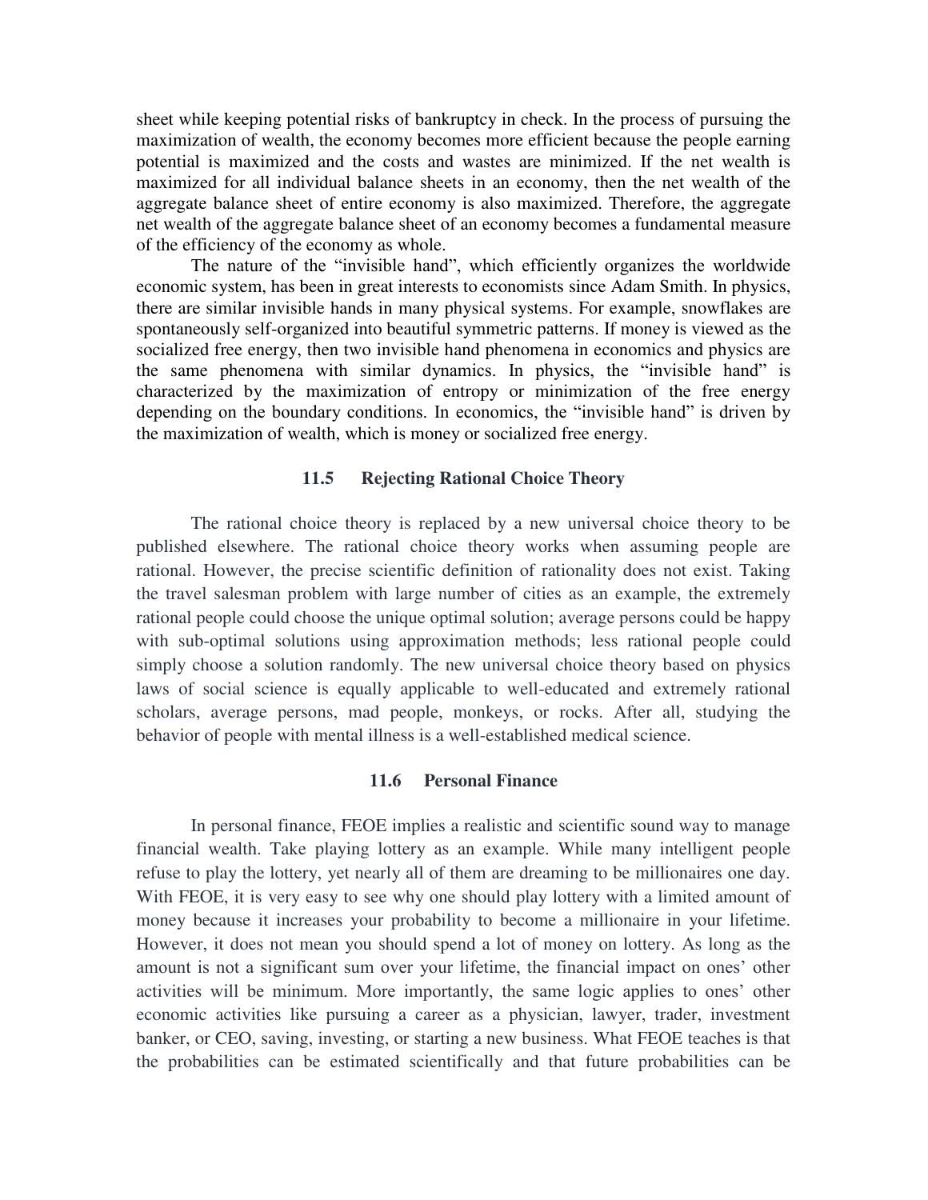sheet while keeping potential risks of bankruptcy in check. In the process of pursuing the maximization of wealth, the economy becomes more efficient because the people earning potential is maximized and the costs and wastes are minimized. If the net wealth is maximized for all individual balance sheets in an economy, then the net wealth of the aggregate balance sheet of entire economy is also maximized. Therefore, the aggregate net wealth of the aggregate balance sheet of an economy becomes a fundamental measure of the efficiency of the economy as whole.

The nature of the "invisible hand", which efficiently organizes the worldwide economic system, has been in great interests to economists since Adam Smith. In physics, there are similar invisible hands in many physical systems. For example, snowflakes are spontaneously self-organized into beautiful symmetric patterns. If money is viewed as the socialized free energy, then two invisible hand phenomena in economics and physics are the same phenomena with similar dynamics. In physics, the "invisible hand" is characterized by the maximization of entropy or minimization of the free energy depending on the boundary conditions. In economics, the "invisible hand" is driven by the maximization of wealth, which is money or socialized free energy.

### 11.5 Rejecting Rational Choice Theory

The rational choice theory is replaced by a new universal choice theory to be published elsewhere. The rational choice theory works when assuming people are rational. However, the precise scientific definition of rationality does not exist. Taking the travel salesman problem with large number of cities as an example, the extremely rational people could choose the unique optimal solution; average persons could be happy with sub-optimal solutions using approximation methods; less rational people could simply choose a solution randomly. The new universal choice theory based on physics laws of social science is equally applicable to well-educated and extremely rational scholars, average persons, mad people, monkeys, or rocks. After all, studying the behavior of people with mental illness is a well-established medical science.

### 11.6 Personal Finance

In personal finance, FEOE implies a realistic and scientific sound way to manage financial wealth. Take playing lottery as an example. While many intelligent people refuse to play the lottery, yet nearly all of them are dreaming to be millionaires one day. With FEOE, it is very easy to see why one should play lottery with a limited amount of money because it increases your probability to become a millionaire in your lifetime. However, it does not mean you should spend a lot of money on lottery. As long as the amount is not a significant sum over your lifetime, the financial impact on ones' other activities will be minimum. More importantly, the same logic applies to ones' other economic activities like pursuing a career as a physician, lawyer, trader, investment banker, or CEO, saving, investing, or starting a new business. What FEOE teaches is that the probabilities can be estimated scientifically and that future probabilities can be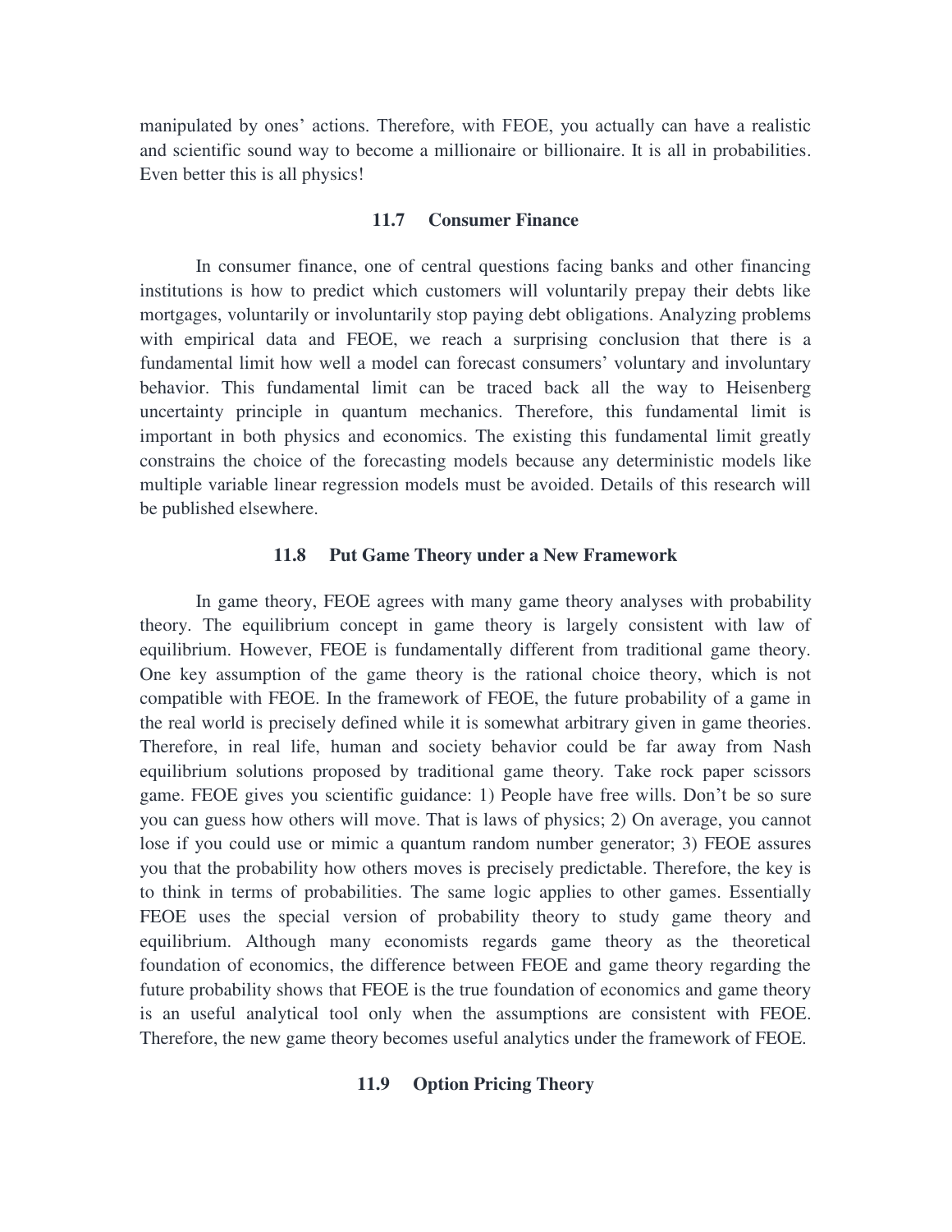manipulated by ones' actions. Therefore, with FEOE, you actually can have a realistic and scientific sound way to become a millionaire or billionaire. It is all in probabilities. Even better this is all physics!

### 11.7 Consumer Finance

In consumer finance, one of central questions facing banks and other financing institutions is how to predict which customers will voluntarily prepay their debts like mortgages, voluntarily or involuntarily stop paying debt obligations. Analyzing problems with empirical data and FEOE, we reach a surprising conclusion that there is a fundamental limit how well a model can forecast consumers' voluntary and involuntary behavior. This fundamental limit can be traced back all the way to Heisenberg uncertainty principle in quantum mechanics. Therefore, this fundamental limit is important in both physics and economics. The existing this fundamental limit greatly constrains the choice of the forecasting models because any deterministic models like multiple variable linear regression models must be avoided. Details of this research will be published elsewhere.

### 11.8 Put Game Theory under a New Framework

In game theory, FEOE agrees with many game theory analyses with probability theory. The equilibrium concept in game theory is largely consistent with law of equilibrium. However, FEOE is fundamentally different from traditional game theory. One key assumption of the game theory is the rational choice theory, which is not compatible with FEOE. In the framework of FEOE, the future probability of a game in the real world is precisely defined while it is somewhat arbitrary given in game theories. Therefore, in real life, human and society behavior could be far away from Nash equilibrium solutions proposed by traditional game theory. Take rock paper scissors game. FEOE gives you scientific guidance: 1) People have free wills. Don't be so sure you can guess how others will move. That is laws of physics; 2) On average, you cannot lose if you could use or mimic a quantum random number generator; 3) FEOE assures you that the probability how others moves is precisely predictable. Therefore, the key is to think in terms of probabilities. The same logic applies to other games. Essentially FEOE uses the special version of probability theory to study game theory and equilibrium. Although many economists regards game theory as the theoretical foundation of economics, the difference between FEOE and game theory regarding the future probability shows that FEOE is the true foundation of economics and game theory is an useful analytical tool only when the assumptions are consistent with FEOE. Therefore, the new game theory becomes useful analytics under the framework of FEOE.

### 11.9 Option Pricing Theory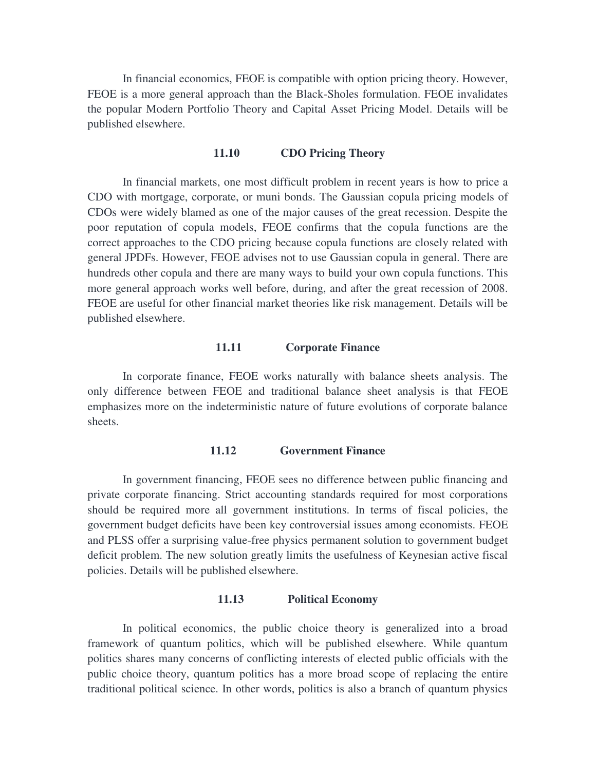In financial economics, FEOE is compatible with option pricing theory. However, FEOE is a more general approach than the Black-Sholes formulation. FEOE invalidates the popular Modern Portfolio Theory and Capital Asset Pricing Model. Details will be published elsewhere.

### 11.10 CDO Pricing Theory

In financial markets, one most difficult problem in recent years is how to price a CDO with mortgage, corporate, or muni bonds. The Gaussian copula pricing models of CDOs were widely blamed as one of the major causes of the great recession. Despite the poor reputation of copula models, FEOE confirms that the copula functions are the correct approaches to the CDO pricing because copula functions are closely related with general JPDFs. However, FEOE advises not to use Gaussian copula in general. There are hundreds other copula and there are many ways to build your own copula functions. This more general approach works well before, during, and after the great recession of 2008. FEOE are useful for other financial market theories like risk management. Details will be published elsewhere.

### 11.11 Corporate Finance

In corporate finance, FEOE works naturally with balance sheets analysis. The only difference between FEOE and traditional balance sheet analysis is that FEOE emphasizes more on the indeterministic nature of future evolutions of corporate balance sheets.

### 11.12 Government Finance

In government financing, FEOE sees no difference between public financing and private corporate financing. Strict accounting standards required for most corporations should be required more all government institutions. In terms of fiscal policies, the government budget deficits have been key controversial issues among economists. FEOE and PLSS offer a surprising value-free physics permanent solution to government budget deficit problem. The new solution greatly limits the usefulness of Keynesian active fiscal policies. Details will be published elsewhere.

### 11.13 Political Economy

In political economics, the public choice theory is generalized into a broad framework of quantum politics, which will be published elsewhere. While quantum politics shares many concerns of conflicting interests of elected public officials with the public choice theory, quantum politics has a more broad scope of replacing the entire traditional political science. In other words, politics is also a branch of quantum physics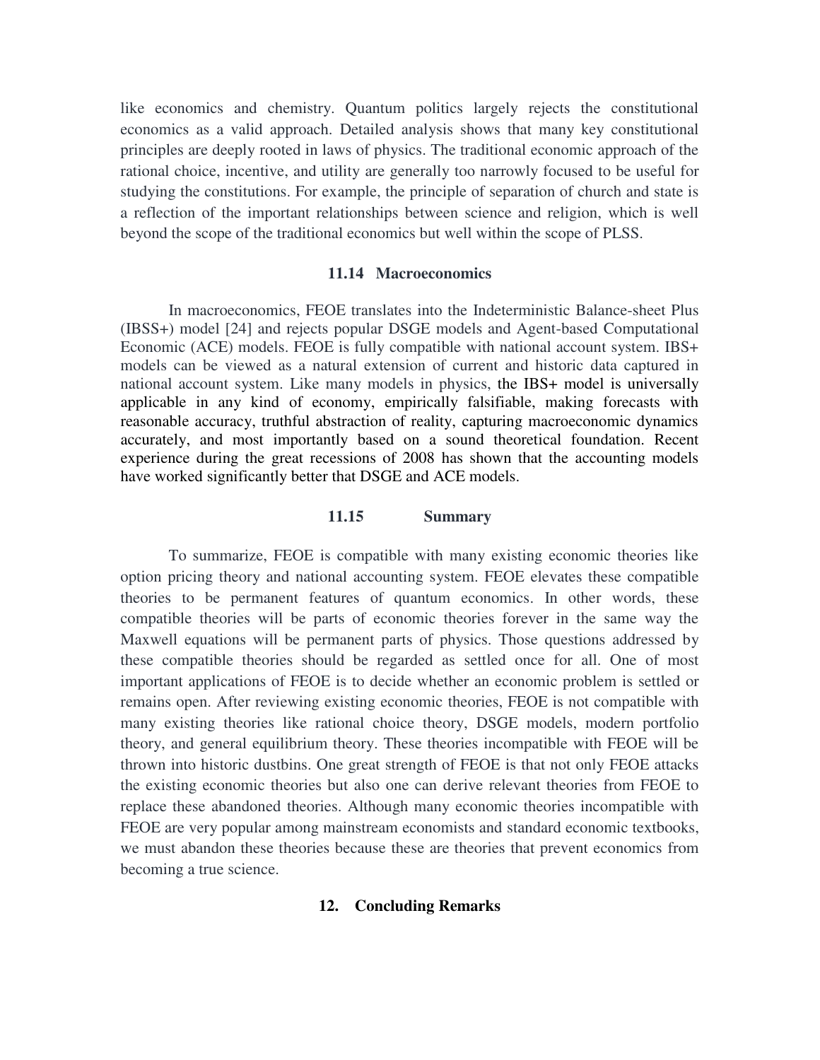like economics and chemistry. Quantum politics largely rejects the constitutional economics as a valid approach. Detailed analysis shows that many key constitutional principles are deeply rooted in laws of physics. The traditional economic approach of the rational choice, incentive, and utility are generally too narrowly focused to be useful for studying the constitutions. For example, the principle of separation of church and state is a reflection of the important relationships between science and religion, which is well beyond the scope of the traditional economics but well within the scope of PLSS.

### 11.14 Macroeconomics

In macroeconomics, FEOE translates into the Indeterministic Balance-sheet Plus (IBSS+) model [24] and rejects popular DSGE models and Agent-based Computational Economic (ACE) models. FEOE is fully compatible with national account system. IBS+ models can be viewed as a natural extension of current and historic data captured in national account system. Like many models in physics, the IBS+ model is universally applicable in any kind of economy, empirically falsifiable, making forecasts with reasonable accuracy, truthful abstraction of reality, capturing macroeconomic dynamics accurately, and most importantly based on a sound theoretical foundation. Recent experience during the great recessions of 2008 has shown that the accounting models have worked significantly better that DSGE and ACE models.

### 11.15 Summary

To summarize, FEOE is compatible with many existing economic theories like option pricing theory and national accounting system. FEOE elevates these compatible theories to be permanent features of quantum economics. In other words, these compatible theories will be parts of economic theories forever in the same way the Maxwell equations will be permanent parts of physics. Those questions addressed by these compatible theories should be regarded as settled once for all. One of most important applications of FEOE is to decide whether an economic problem is settled or remains open. After reviewing existing economic theories, FEOE is not compatible with many existing theories like rational choice theory, DSGE models, modern portfolio theory, and general equilibrium theory. These theories incompatible with FEOE will be thrown into historic dustbins. One great strength of FEOE is that not only FEOE attacks the existing economic theories but also one can derive relevant theories from FEOE to replace these abandoned theories. Although many economic theories incompatible with FEOE are very popular among mainstream economists and standard economic textbooks, we must abandon these theories because these are theories that prevent economics from becoming a true science.

## 12. Concluding Remarks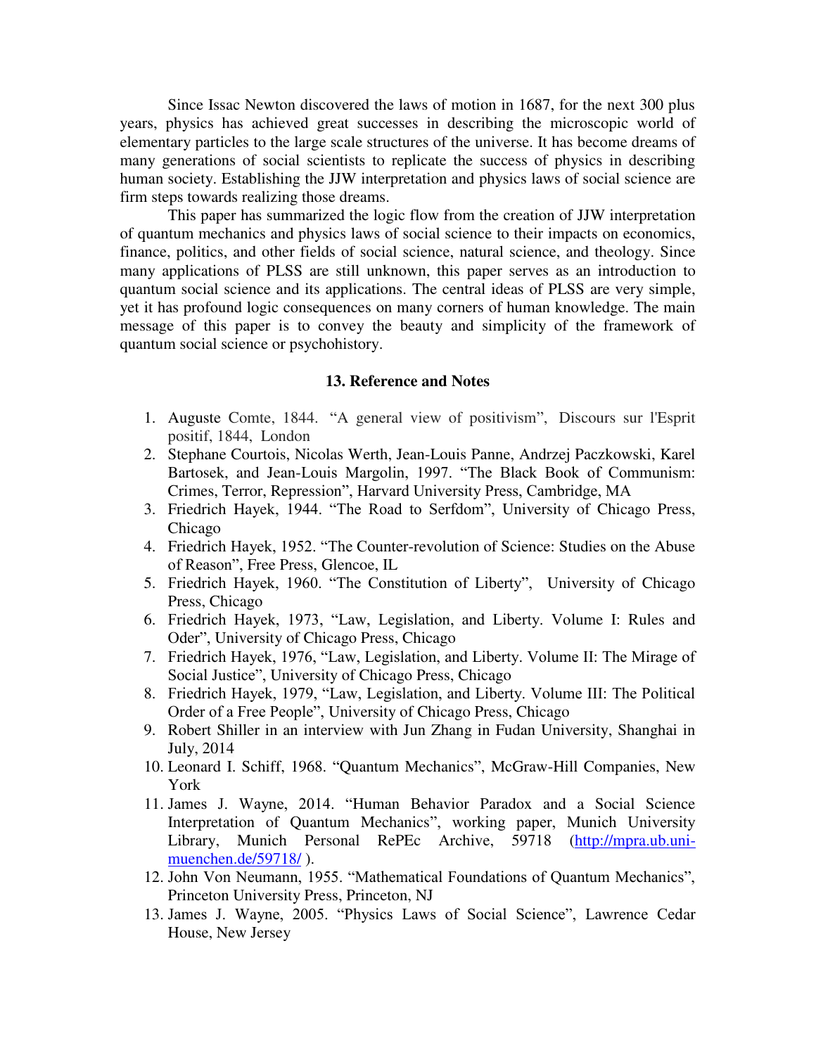Since Issac Newton discovered the laws of motion in 1687, for the next 300 plus years, physics has achieved great successes in describing the microscopic world of elementary particles to the large scale structures of the universe. It has become dreams of many generations of social scientists to replicate the success of physics in describing human society. Establishing the JJW interpretation and physics laws of social science are firm steps towards realizing those dreams.

This paper has summarized the logic flow from the creation of JJW interpretation of quantum mechanics and physics laws of social science to their impacts on economics, finance, politics, and other fields of social science, natural science, and theology. Since many applications of PLSS are still unknown, this paper serves as an introduction to quantum social science and its applications. The central ideas of PLSS are very simple, yet it has profound logic consequences on many corners of human knowledge. The main message of this paper is to convey the beauty and simplicity of the framework of quantum social science or psychohistory.

## 13. Reference and Notes

1. Auguste Comte, 1844. "A general view of positivism", Discours sur l'Esprit positif, 1844, London
2. Stephane Courtois, Nicolas Werth, Jean-Louis Panne, Andrzej Paczkowski, Karel Bartosek, and Jean-Louis Margolin, 1997. "The Black Book of Communism: Crimes, Terror, Repression", Harvard University Press, Cambridge, MA
3. Friedrich Hayek, 1944. "The Road to Serfdom", University of Chicago Press, Chicago
4. Friedrich Hayek, 1952. "The Counter-revolution of Science: Studies on the Abuse of Reason", Free Press, Glencoe, IL
5. Friedrich Hayek, 1960. "The Constitution of Liberty", University of Chicago Press, Chicago
6. Friedrich Hayek, 1973, "Law, Legislation, and Liberty. Volume I: Rules and Oder", University of Chicago Press, Chicago
7. Friedrich Hayek, 1976, "Law, Legislation, and Liberty. Volume II: The Mirage of Social Justice", University of Chicago Press, Chicago
8. Friedrich Hayek, 1979, "Law, Legislation, and Liberty. Volume III: The Political Order of a Free People", University of Chicago Press, Chicago
9. Robert Shiller in an interview with Jun Zhang in Fudan University, Shanghai in July, 2014
10. Leonard I. Schiff, 1968. "Quantum Mechanics", McGraw-Hill Companies, New York
11. James J. Wayne, 2014. "Human Behavior Paradox and a Social Science Interpretation of Quantum Mechanics", working paper, Munich University Library, Munich Personal RePEc Archive, 59718 (http://mpra.ub.uni-muenchen.de/59718/ ).
12. John Von Neumann, 1955. "Mathematical Foundations of Quantum Mechanics", Princeton University Press, Princeton, NJ
13. James J. Wayne, 2005. "Physics Laws of Social Science", Lawrence Cedar House, New Jersey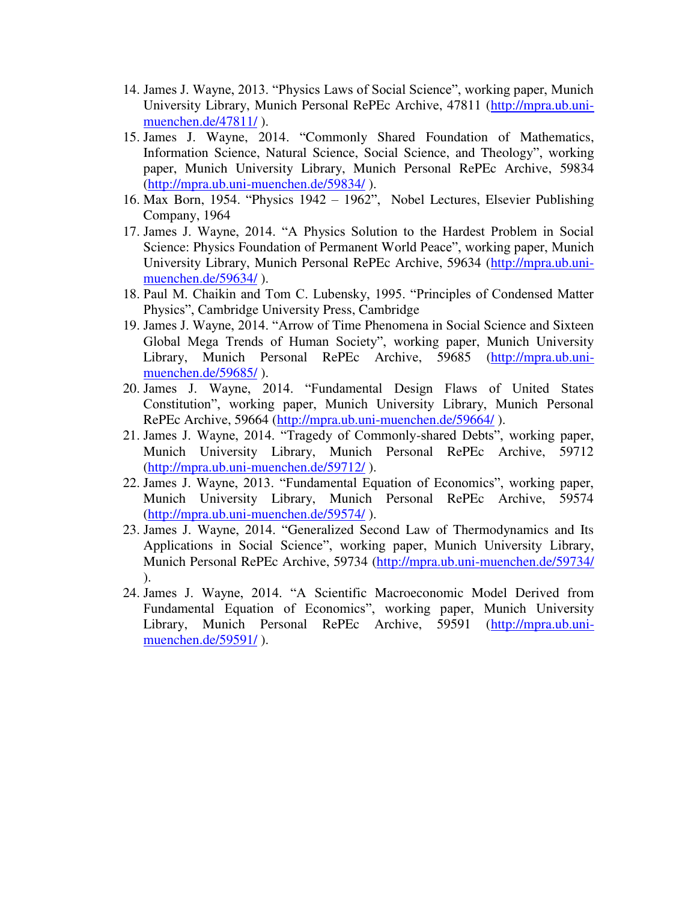14. James J. Wayne, 2013. “Physics Laws of Social Science”, working paper, Munich University Library, Munich Personal RePEc Archive, 47811 (http://mpra.ub.uni-muenchen.de/47811/ ).
15. James J. Wayne, 2014. “Commonly Shared Foundation of Mathematics, Information Science, Natural Science, Social Science, and Theology”, working paper, Munich University Library, Munich Personal RePEc Archive, 59834 (http://mpra.ub.uni-muenchen.de/59834/ ).
16. Max Born, 1954. “Physics 1942 – 1962”, Nobel Lectures, Elsevier Publishing Company, 1964
17. James J. Wayne, 2014. “A Physics Solution to the Hardest Problem in Social Science: Physics Foundation of Permanent World Peace”, working paper, Munich University Library, Munich Personal RePEc Archive, 59634 (http://mpra.ub.uni-muenchen.de/59634/ ).
18. Paul M. Chaikin and Tom C. Lubensky, 1995. “Principles of Condensed Matter Physics”, Cambridge University Press, Cambridge
19. James J. Wayne, 2014. “Arrow of Time Phenomena in Social Science and Sixteen Global Mega Trends of Human Society”, working paper, Munich University Library, Munich Personal RePEc Archive, 59685 (http://mpra.ub.uni-muenchen.de/59685/ ).
20. James J. Wayne, 2014. “Fundamental Design Flaws of United States Constitution”, working paper, Munich University Library, Munich Personal RePEc Archive, 59664 (http://mpra.ub.uni-muenchen.de/59664/ ).
21. James J. Wayne, 2014. “Tragedy of Commonly-shared Debts”, working paper, Munich University Library, Munich Personal RePEc Archive, 59712 (http://mpra.ub.uni-muenchen.de/59712/ ).
22. James J. Wayne, 2013. “Fundamental Equation of Economics”, working paper, Munich University Library, Munich Personal RePEc Archive, 59574 (http://mpra.ub.uni-muenchen.de/59574/ ).
23. James J. Wayne, 2014. “Generalized Second Law of Thermodynamics and Its Applications in Social Science”, working paper, Munich University Library, Munich Personal RePEc Archive, 59734 (http://mpra.ub.uni-muenchen.de/59734/ ).
24. James J. Wayne, 2014. “A Scientific Macroeconomic Model Derived from Fundamental Equation of Economics”, working paper, Munich University Library, Munich Personal RePEc Archive, 59591 (http://mpra.ub.uni-muenchen.de/59591/ ).